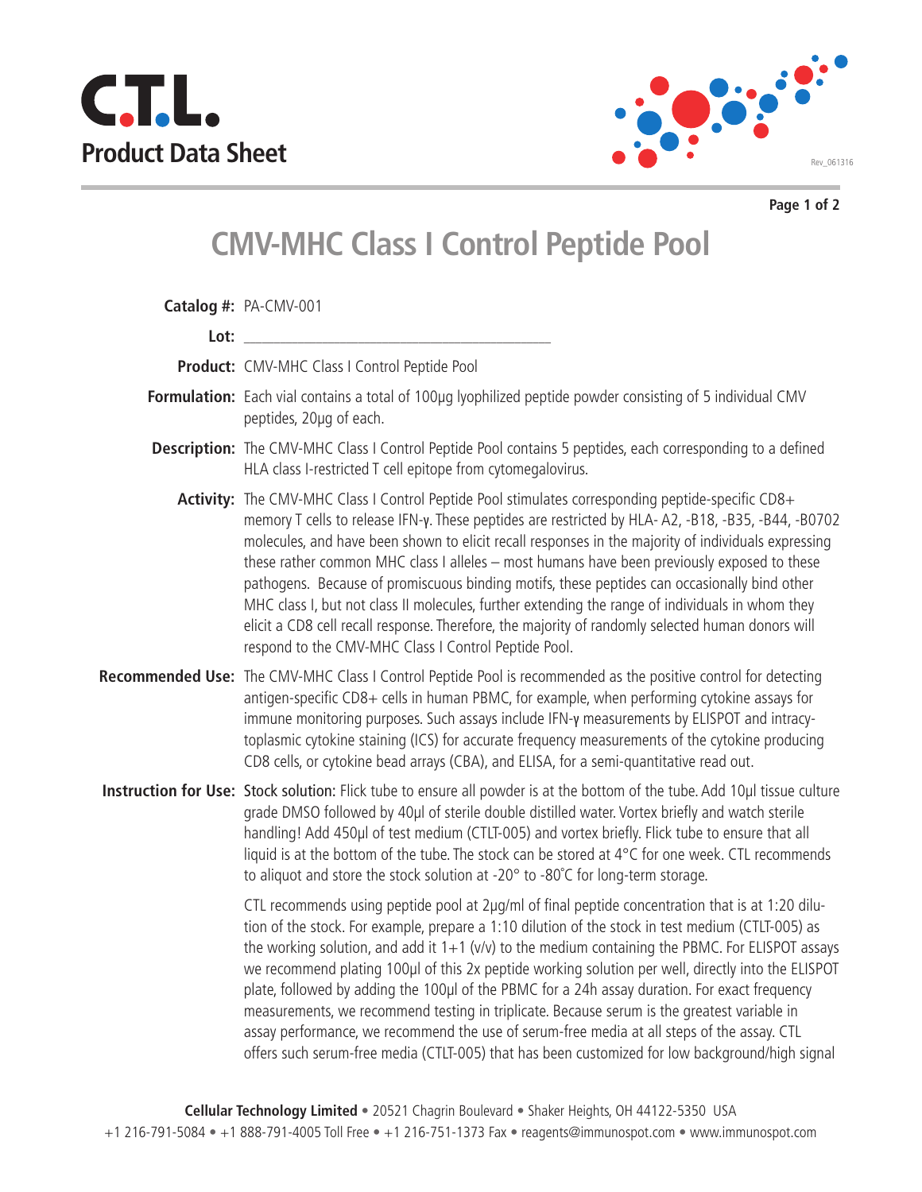# C.T.L.
## Product Data Sheet

# CMV-MHC Class I Control Peptide Pool

**Catalog #:** PA-CMV-001

**Lot:** ____________________________________

**Product:** CMV-MHC Class I Control Peptide Pool

**Formulation:** Each vial contains a total of 100µg lyophilized peptide powder consisting of 5 individual CMV peptides, 20µg of each.

**Description:** The CMV-MHC Class I Control Peptide Pool contains 5 peptides, each corresponding to a defined HLA class I-restricted T cell epitope from cytomegalovirus.

**Activity:** The CMV-MHC Class I Control Peptide Pool stimulates corresponding peptide-specific CD8+ memory T cells to release IFN-γ. These peptides are restricted by HLA- A2, -B18, -B35, -B44, -B0702 molecules, and have been shown to elicit recall responses in the majority of individuals expressing these rather common MHC class I alleles – most humans have been previously exposed to these pathogens. Because of promiscuous binding motifs, these peptides can occasionally bind other MHC class I, but not class II molecules, further extending the range of individuals in whom they elicit a CD8 cell recall response. Therefore, the majority of randomly selected human donors will respond to the CMV-MHC Class I Control Peptide Pool.

**Recommended Use:** The CMV-MHC Class I Control Peptide Pool is recommended as the positive control for detecting antigen-specific CD8+ cells in human PBMC, for example, when performing cytokine assays for immune monitoring purposes. Such assays include IFN-γ measurements by ELISPOT and intracytoplasmic cytokine staining (ICS) for accurate frequency measurements of the cytokine producing CD8 cells, or cytokine bead arrays (CBA), and ELISA, for a semi-quantitative read out.

**Instruction for Use:** Stock solution: Flick tube to ensure all powder is at the bottom of the tube. Add 10µl tissue culture grade DMSO followed by 40µl of sterile double distilled water. Vortex briefly and watch sterile handling! Add 450µl of test medium (CTLT-005) and vortex briefly. Flick tube to ensure that all liquid is at the bottom of the tube. The stock can be stored at 4°C for one week. CTL recommends to aliquot and store the stock solution at -20° to -80˚C for long-term storage.

CTL recommends using peptide pool at 2µg/ml of final peptide concentration that is at 1:20 dilution of the stock. For example, prepare a 1:10 dilution of the stock in test medium (CTLT-005) as the working solution, and add it 1+1 (v/v) to the medium containing the PBMC. For ELISPOT assays we recommend plating 100µl of this 2x peptide working solution per well, directly into the ELISPOT plate, followed by adding the 100µl of the PBMC for a 24h assay duration. For exact frequency measurements, we recommend testing in triplicate. Because serum is the greatest variable in assay performance, we recommend the use of serum-free media at all steps of the assay. CTL offers such serum-free media (CTLT-005) that has been customized for low background/high signal

**Cellular Technology Limited** • 20521 Chagrin Boulevard • Shaker Heights, OH 44122-5350 USA
+1 216-791-5084 • +1 888-791-4005 Toll Free • +1 216-751-1373 Fax • reagents@immunospot.com • www.immunospot.com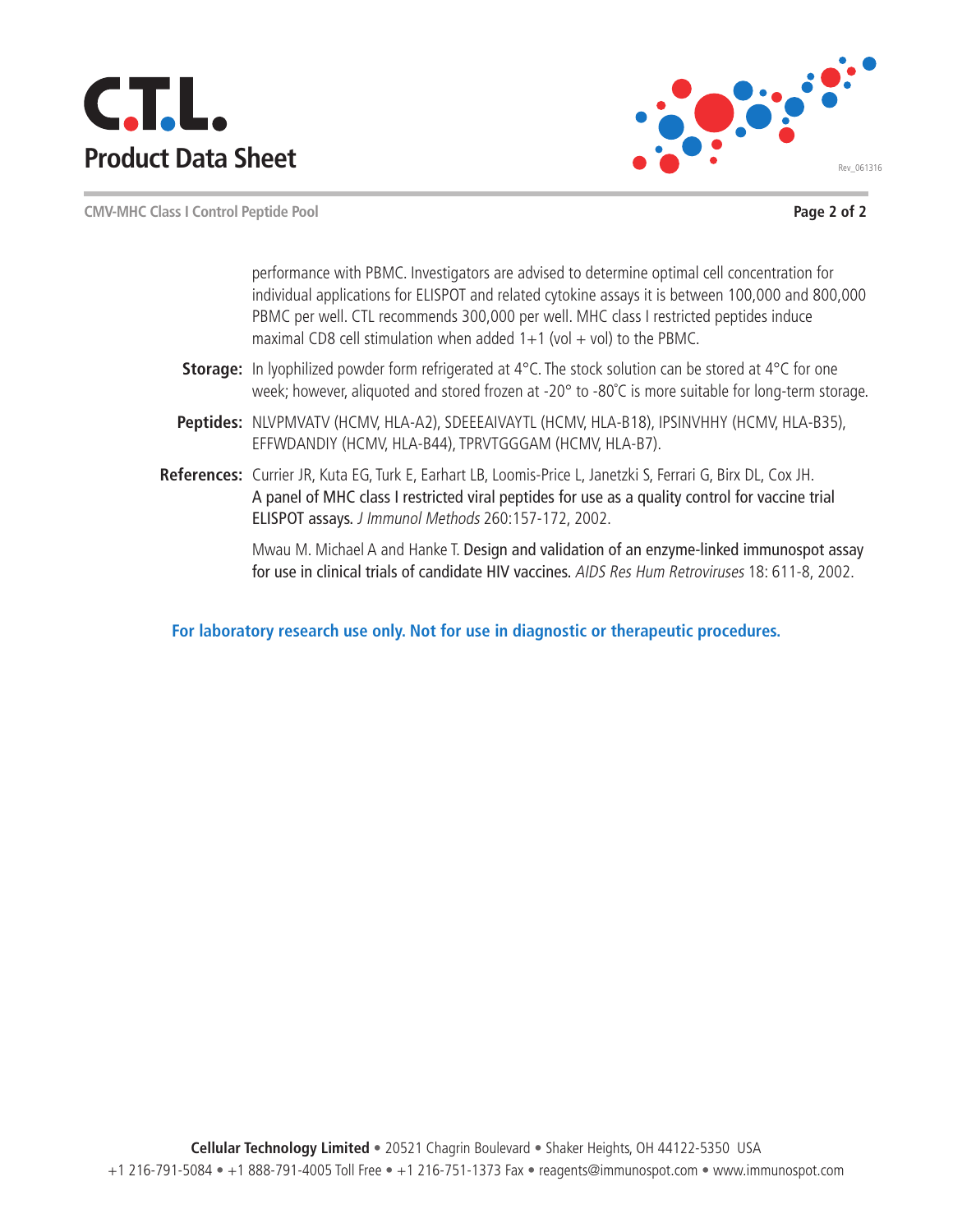performance with PBMC. Investigators are advised to determine optimal cell concentration for individual applications for ELISPOT and related cytokine assays it is between 100,000 and 800,000 PBMC per well. CTL recommends 300,000 per well. MHC class I restricted peptides induce maximal CD8 cell stimulation when added 1+1 (vol + vol) to the PBMC.

**Storage:** In lyophilized powder form refrigerated at 4°C. The stock solution can be stored at 4°C for one week; however, aliquoted and stored frozen at -20° to -80˚C is more suitable for long-term storage.

**Peptides:** NLVPMVATV (HCMV, HLA-A2), SDEEEAIVAYTL (HCMV, HLA-B18), IPSINVHHY (HCMV, HLA-B35), EFFWDANDIY (HCMV, HLA-B44), TPRVTGGGAM (HCMV, HLA-B7).

**References:** Currier JR, Kuta EG, Turk E, Earhart LB, Loomis-Price L, Janetzki S, Ferrari G, Birx DL, Cox JH. A panel of MHC class I restricted viral peptides for use as a quality control for vaccine trial ELISPOT assays. *J Immunol Methods* 260:157-172, 2002.

Mwau M. Michael A and Hanke T. Design and validation of an enzyme-linked immunospot assay for use in clinical trials of candidate HIV vaccines. *AIDS Res Hum Retroviruses* 18: 611-8, 2002.

**For laboratory research use only. Not for use in diagnostic or therapeutic procedures.**

**Cellular Technology Limited** • 20521 Chagrin Boulevard • Shaker Heights, OH 44122-5350 USA
+1 216-791-5084 • +1 888-791-4005 Toll Free • +1 216-751-1373 Fax • reagents@immunospot.com • www.immunospot.com